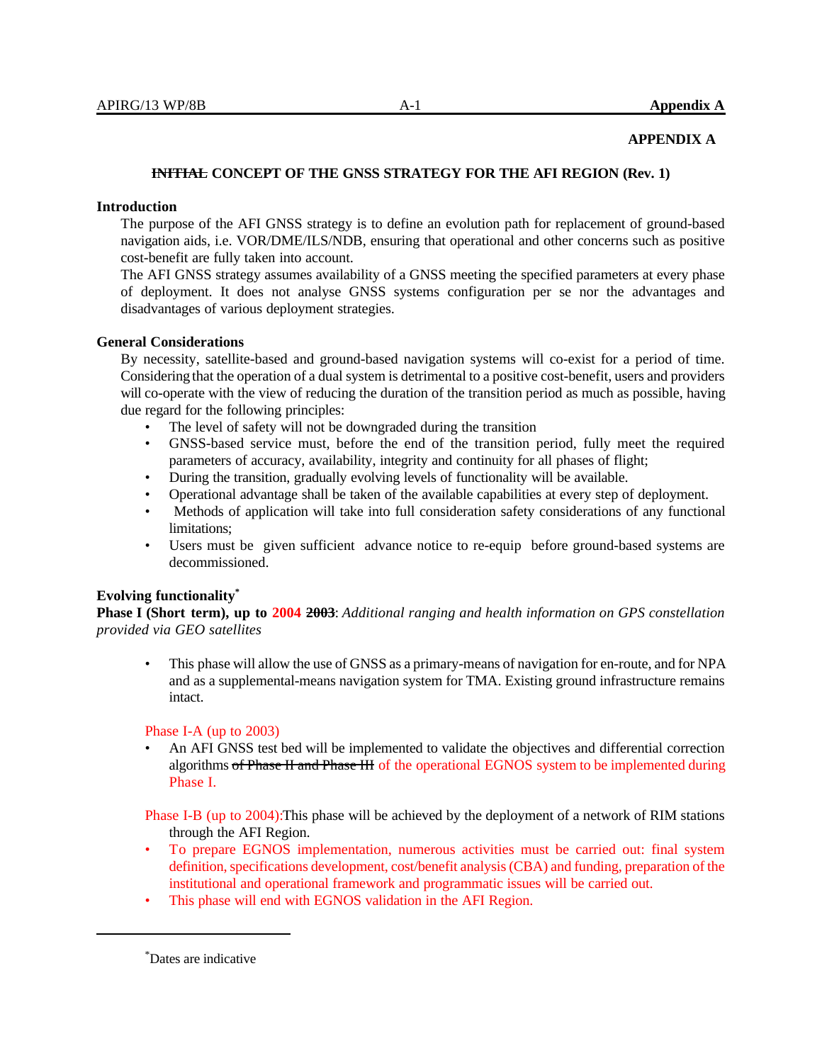**APPENDIX A**

## ~~INITIAL~~ CONCEPT OF THE GNSS STRATEGY FOR THE AFI REGION (Rev. 1)

### Introduction

The purpose of the AFI GNSS strategy is to define an evolution path for replacement of ground-based navigation aids, i.e. VOR/DME/ILS/NDB, ensuring that operational and other concerns such as positive cost-benefit are fully taken into account.

The AFI GNSS strategy assumes availability of a GNSS meeting the specified parameters at every phase of deployment. It does not analyse GNSS systems configuration per se nor the advantages and disadvantages of various deployment strategies.

### General Considerations

By necessity, satellite-based and ground-based navigation systems will co-exist for a period of time. Considering that the operation of a dual system is detrimental to a positive cost-benefit, users and providers will co-operate with the view of reducing the duration of the transition period as much as possible, having due regard for the following principles:

- The level of safety will not be downgraded during the transition
- GNSS-based service must, before the end of the transition period, fully meet the required parameters of accuracy, availability, integrity and continuity for all phases of flight;
- During the transition, gradually evolving levels of functionality will be available.
- Operational advantage shall be taken of the available capabilities at every step of deployment.
- Methods of application will take into full consideration safety considerations of any functional limitations;
- Users must be given sufficient advance notice to re-equip before ground-based systems are decommissioned.

### Evolving functionality[*]

**Phase I (Short term), up to 2004 ~~2003~~**: *Additional ranging and health information on GPS constellation provided via GEO satellites*

- This phase will allow the use of GNSS as a primary-means of navigation for en-route, and for NPA and as a supplemental-means navigation system for TMA. Existing ground infrastructure remains intact.

Phase I-A (up to 2003)

- An AFI GNSS test bed will be implemented to validate the objectives and differential correction algorithms ~~of Phase II and Phase III~~ of the operational EGNOS system to be implemented during Phase I.

Phase I-B (up to 2004):This phase will be achieved by the deployment of a network of RIM stations through the AFI Region.

- To prepare EGNOS implementation, numerous activities must be carried out: final system definition, specifications development, cost/benefit analysis (CBA) and funding, preparation of the institutional and operational framework and programmatic issues will be carried out.
- This phase will end with EGNOS validation in the AFI Region.

---

[*]Dates are indicative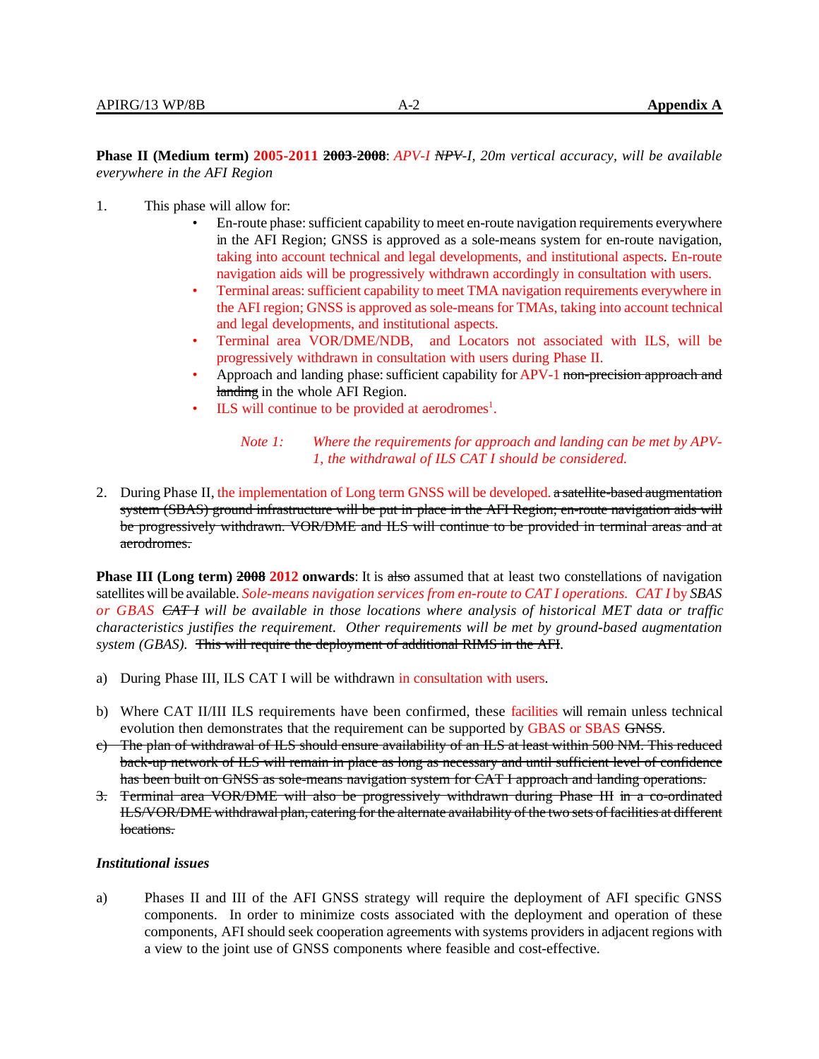**Phase II (Medium term) 2005-2011 ~~2003-2008~~**: *APV-I ~~NPV~~-I, 20m vertical accuracy, will be available everywhere in the AFI Region*

1. This phase will allow for:
   - En-route phase: sufficient capability to meet en-route navigation requirements everywhere in the AFI Region; GNSS is approved as a sole-means system for en-route navigation, taking into account technical and legal developments, and institutional aspects. En-route navigation aids will be progressively withdrawn accordingly in consultation with users.
   - Terminal areas: sufficient capability to meet TMA navigation requirements everywhere in the AFI region; GNSS is approved as sole-means for TMAs, taking into account technical and legal developments, and institutional aspects.
   - Terminal area VOR/DME/NDB, and Locators not associated with ILS, will be progressively withdrawn in consultation with users during Phase II.
   - Approach and landing phase: sufficient capability for APV-1 ~~non-precision approach and landing~~ in the whole AFI Region.
   - ILS will continue to be provided at aerodromes[1].

   *Note 1: Where the requirements for approach and landing can be met by APV-1, the withdrawal of ILS CAT I should be considered.*

2. During Phase II, the implementation of Long term GNSS will be developed. ~~a satellite-based augmentation system (SBAS) ground infrastructure will be put in place in the AFI Region; en-route navigation aids will be progressively withdrawn. VOR/DME and ILS will continue to be provided in terminal areas and at aerodromes.~~

**Phase III (Long term) ~~2008~~ 2012 onwards**: It is ~~also~~ assumed that at least two constellations of navigation satellites will be available. *Sole-means navigation services from en-route to CAT I operations. CAT I* by *SBAS or GBAS ~~CAT I~~ will be available in those locations where analysis of historical MET data or traffic characteristics justifies the requirement. Other requirements will be met by ground-based augmentation system (GBAS).* ~~This will require the deployment of additional RIMS in the AFI~~.

a) During Phase III, ILS CAT I will be withdrawn in consultation with users.

b) Where CAT II/III ILS requirements have been confirmed, these facilities will remain unless technical evolution then demonstrates that the requirement can be supported by GBAS or SBAS ~~GNSS~~.

~~c) The plan of withdrawal of ILS should ensure availability of an ILS at least within 500 NM. This reduced back-up network of ILS will remain in place as long as necessary and until sufficient level of confidence has been built on GNSS as sole-means navigation system for CAT I approach and landing operations.~~

~~3. Terminal area VOR/DME will also be progressively withdrawn during Phase III in a co-ordinated ILS/VOR/DME withdrawal plan, catering for the alternate availability of the two sets of facilities at different locations.~~

***Institutional issues***

a) Phases II and III of the AFI GNSS strategy will require the deployment of AFI specific GNSS components. In order to minimize costs associated with the deployment and operation of these components, AFI should seek cooperation agreements with systems providers in adjacent regions with a view to the joint use of GNSS components where feasible and cost-effective.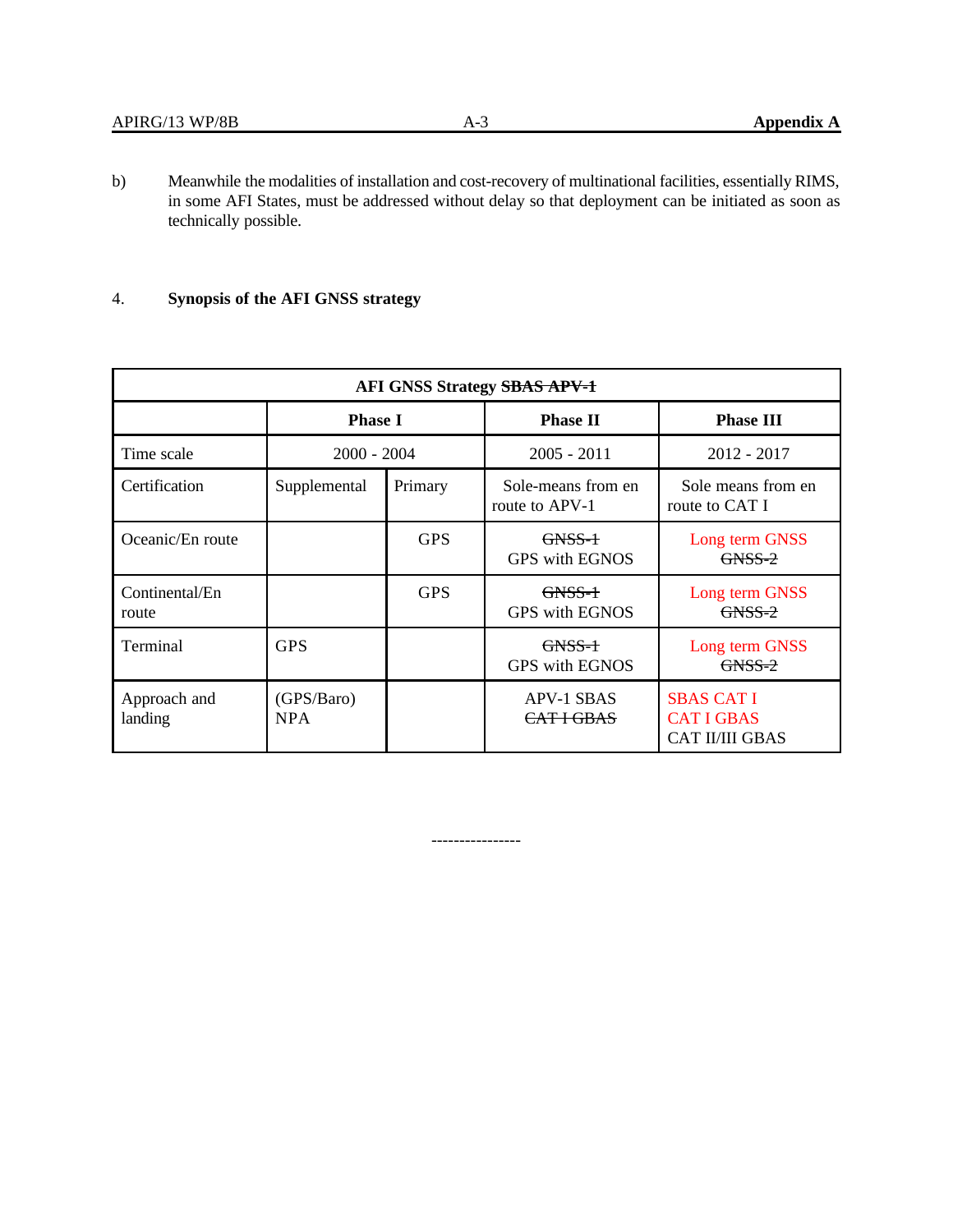b) Meanwhile the modalities of installation and cost-recovery of multinational facilities, essentially RIMS, in some AFI States, must be addressed without delay so that deployment can be initiated as soon as technically possible.

4. **Synopsis of the AFI GNSS strategy**

| **AFI GNSS Strategy ~~SBAS APV-1~~** | | | | |
|---|---|---|---|---|
| | **Phase I** | | **Phase II** | **Phase III** |
| Time scale | 2000 - 2004 | | 2005 - 2011 | 2012 - 2017 |
| Certification | Supplemental | Primary | Sole-means from en route to APV-1 | Sole means from en route to CAT I |
| Oceanic/En route | | GPS | ~~GNSS-1~~ GPS with EGNOS | Long term GNSS ~~GNSS-2~~ |
| Continental/En route | | GPS | ~~GNSS-1~~ GPS with EGNOS | Long term GNSS ~~GNSS-2~~ |
| Terminal | GPS | | ~~GNSS-1~~ GPS with EGNOS | Long term GNSS ~~GNSS-2~~ |
| Approach and landing | (GPS/Baro) NPA | | APV-1 SBAS ~~CAT I GBAS~~ | SBAS CAT I CAT I GBAS CAT II/III GBAS |

----------------